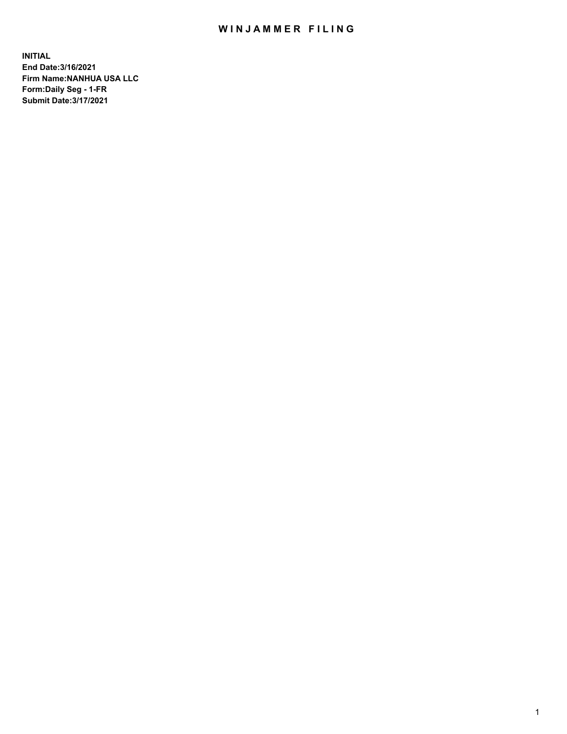# WINJAMMER FILING

**INITIAL**
**End Date:3/16/2021**
**Firm Name:NANHUA USA LLC**
**Form:Daily Seg - 1-FR**
**Submit Date:3/17/2021**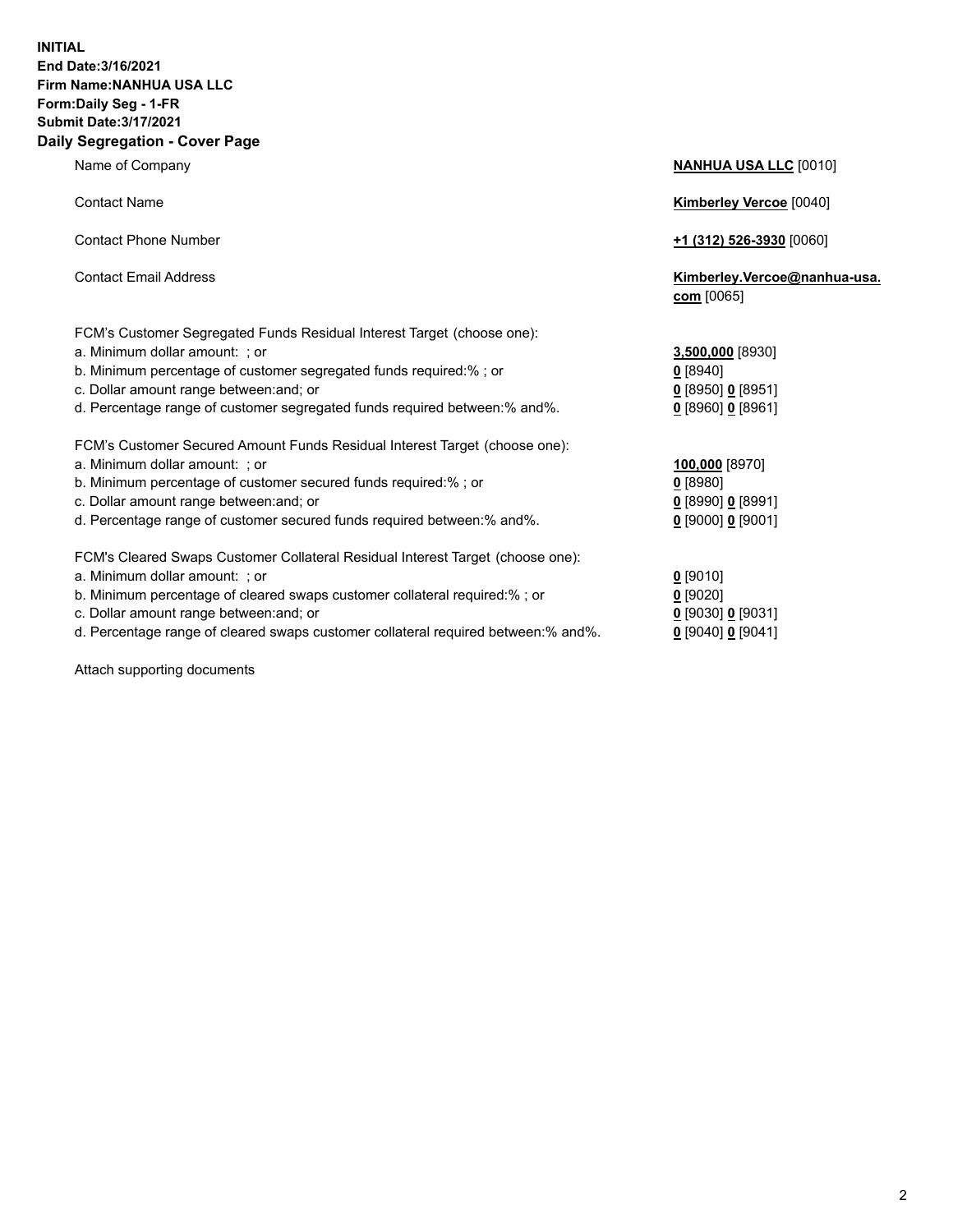**INITIAL**
**End Date:3/16/2021**
**Firm Name:NANHUA USA LLC**
**Form:Daily Seg - 1-FR**
**Submit Date:3/17/2021**

## Daily Segregation - Cover Page

| | |
|---|---|
| Name of Company | **NANHUA USA LLC** [0010] |
| Contact Name | **Kimberley Vercoe** [0040] |
| Contact Phone Number | **+1 (312) 526-3930** [0060] |
| Contact Email Address | **Kimberley.Vercoe@nanhua-usa.com** [0065] |

FCM's Customer Segregated Funds Residual Interest Target (choose one):

| | |
|---|---|
| a. Minimum dollar amount: ; or | **3,500,000** [8930] |
| b. Minimum percentage of customer segregated funds required:% ; or | **0** [8940] |
| c. Dollar amount range between:and; or | **0** [8950] **0** [8951] |
| d. Percentage range of customer segregated funds required between:% and%. | **0** [8960] **0** [8961] |

FCM's Customer Secured Amount Funds Residual Interest Target (choose one):

| | |
|---|---|
| a. Minimum dollar amount: ; or | **100,000** [8970] |
| b. Minimum percentage of customer secured funds required:% ; or | **0** [8980] |
| c. Dollar amount range between:and; or | **0** [8990] **0** [8991] |
| d. Percentage range of customer secured funds required between:% and%. | **0** [9000] **0** [9001] |

FCM's Cleared Swaps Customer Collateral Residual Interest Target (choose one):

| | |
|---|---|
| a. Minimum dollar amount: ; or | **0** [9010] |
| b. Minimum percentage of cleared swaps customer collateral required:% ; or | **0** [9020] |
| c. Dollar amount range between:and; or | **0** [9030] **0** [9031] |
| d. Percentage range of cleared swaps customer collateral required between:% and%. | **0** [9040] **0** [9041] |

Attach supporting documents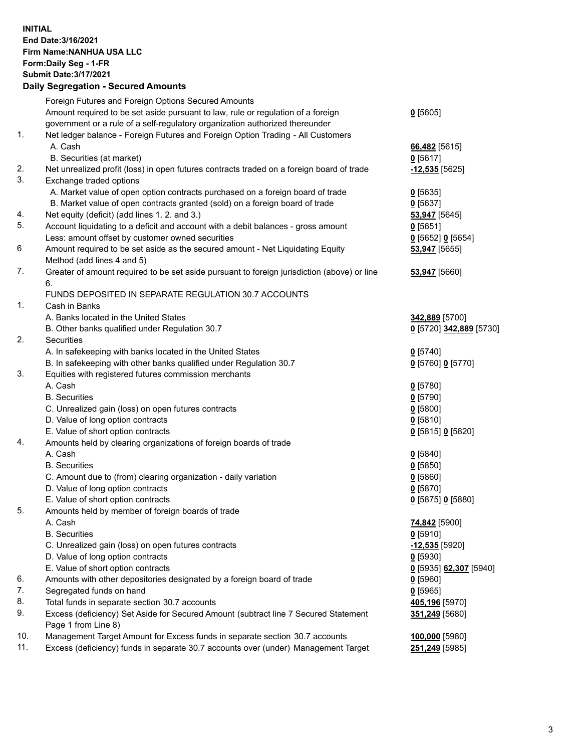**INITIAL**
**End Date:3/16/2021**
**Firm Name:NANHUA USA LLC**
**Form:Daily Seg - 1-FR**
**Submit Date:3/17/2021**

## Daily Segregation - Secured Amounts

| | | |
|---|---|---|
| | Foreign Futures and Foreign Options Secured Amounts | |
| | Amount required to be set aside pursuant to law, rule or regulation of a foreign government or a rule of a self-regulatory organization authorized thereunder | **0** [5605] |
| 1. | Net ledger balance - Foreign Futures and Foreign Option Trading - All Customers | |
| | A. Cash | **66,482** [5615] |
| | B. Securities (at market) | **0** [5617] |
| 2. | Net unrealized profit (loss) in open futures contracts traded on a foreign board of trade | **-12,535** [5625] |
| 3. | Exchange traded options | |
| | A. Market value of open option contracts purchased on a foreign board of trade | **0** [5635] |
| | B. Market value of open contracts granted (sold) on a foreign board of trade | **0** [5637] |
| 4. | Net equity (deficit) (add lines 1. 2. and 3.) | **53,947** [5645] |
| 5. | Account liquidating to a deficit and account with a debit balances - gross amount | **0** [5651] |
| | Less: amount offset by customer owned securities | **0** [5652] **0** [5654] |
| 6 | Amount required to be set aside as the secured amount - Net Liquidating Equity Method (add lines 4 and 5) | **53,947** [5655] |
| 7. | Greater of amount required to be set aside pursuant to foreign jurisdiction (above) or line 6. | **53,947** [5660] |
| | FUNDS DEPOSITED IN SEPARATE REGULATION 30.7 ACCOUNTS | |
| 1. | Cash in Banks | |
| | A. Banks located in the United States | **342,889** [5700] |
| | B. Other banks qualified under Regulation 30.7 | **0** [5720] **342,889** [5730] |
| 2. | Securities | |
| | A. In safekeeping with banks located in the United States | **0** [5740] |
| | B. In safekeeping with other banks qualified under Regulation 30.7 | **0** [5760] **0** [5770] |
| 3. | Equities with registered futures commission merchants | |
| | A. Cash | **0** [5780] |
| | B. Securities | **0** [5790] |
| | C. Unrealized gain (loss) on open futures contracts | **0** [5800] |
| | D. Value of long option contracts | **0** [5810] |
| | E. Value of short option contracts | **0** [5815] **0** [5820] |
| 4. | Amounts held by clearing organizations of foreign boards of trade | |
| | A. Cash | **0** [5840] |
| | B. Securities | **0** [5850] |
| | C. Amount due to (from) clearing organization - daily variation | **0** [5860] |
| | D. Value of long option contracts | **0** [5870] |
| | E. Value of short option contracts | **0** [5875] **0** [5880] |
| 5. | Amounts held by member of foreign boards of trade | |
| | A. Cash | **74,842** [5900] |
| | B. Securities | **0** [5910] |
| | C. Unrealized gain (loss) on open futures contracts | **-12,535** [5920] |
| | D. Value of long option contracts | **0** [5930] |
| | E. Value of short option contracts | **0** [5935] **62,307** [5940] |
| 6. | Amounts with other depositories designated by a foreign board of trade | **0** [5960] |
| 7. | Segregated funds on hand | **0** [5965] |
| 8. | Total funds in separate section 30.7 accounts | **405,196** [5970] |
| 9. | Excess (deficiency) Set Aside for Secured Amount (subtract line 7 Secured Statement Page 1 from Line 8) | **351,249** [5680] |
| 10. | Management Target Amount for Excess funds in separate section 30.7 accounts | **100,000** [5980] |
| 11. | Excess (deficiency) funds in separate 30.7 accounts over (under) Management Target | **251,249** [5985] |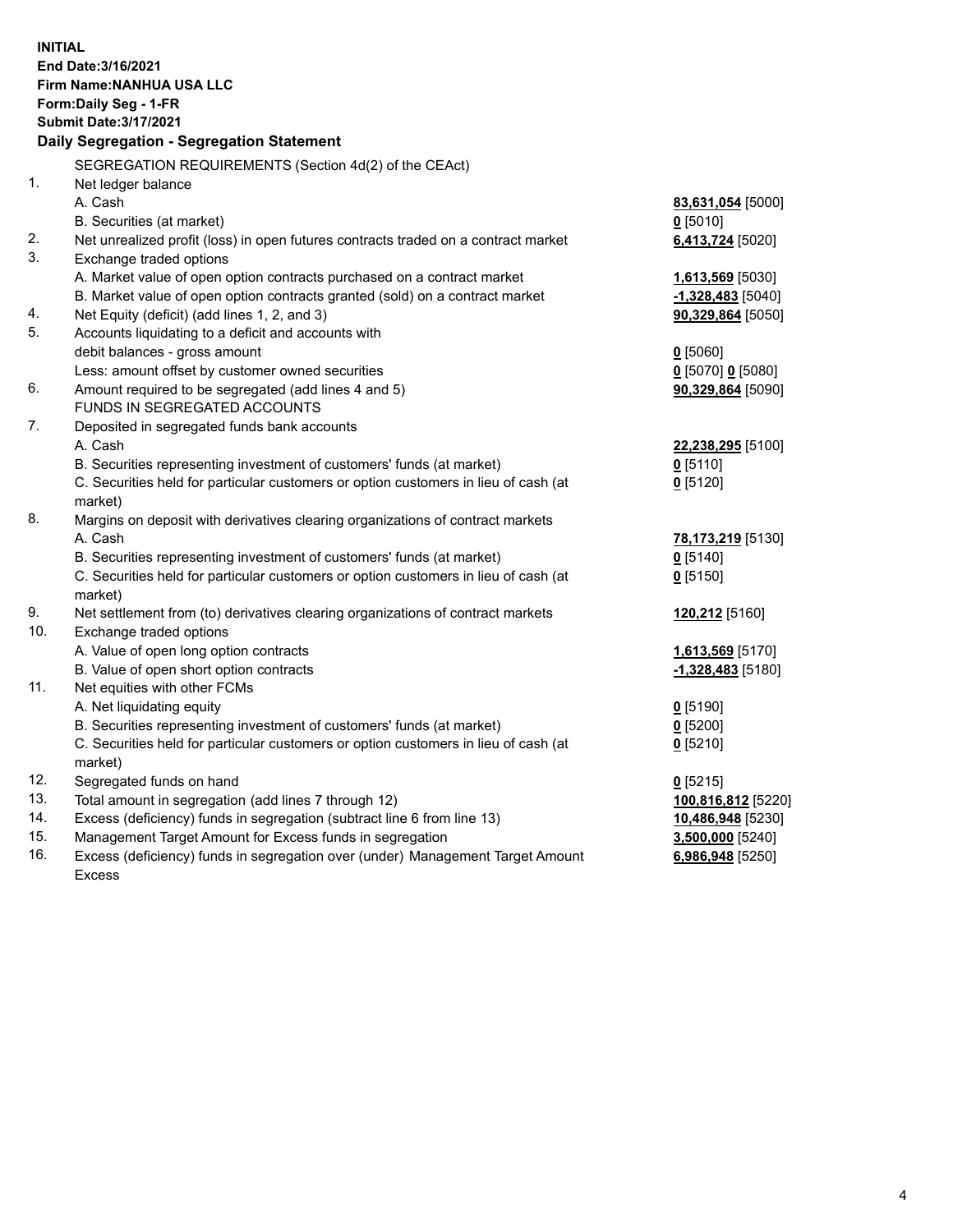**INITIAL**
**End Date:3/16/2021**
**Firm Name:NANHUA USA LLC**
**Form:Daily Seg - 1-FR**
**Submit Date:3/17/2021**

**Daily Segregation - Segregation Statement**

| | | |
|---|---|---|
| | SEGREGATION REQUIREMENTS (Section 4d(2) of the CEAct) | |
| 1. | Net ledger balance | |
| | A. Cash | **83,631,054** [5000] |
| | B. Securities (at market) | **0** [5010] |
| 2. | Net unrealized profit (loss) in open futures contracts traded on a contract market | **6,413,724** [5020] |
| 3. | Exchange traded options | |
| | A. Market value of open option contracts purchased on a contract market | **1,613,569** [5030] |
| | B. Market value of open option contracts granted (sold) on a contract market | **-1,328,483** [5040] |
| 4. | Net Equity (deficit) (add lines 1, 2, and 3) | **90,329,864** [5050] |
| 5. | Accounts liquidating to a deficit and accounts with debit balances - gross amount | **0** [5060] |
| | Less: amount offset by customer owned securities | **0** [5070] **0** [5080] |
| 6. | Amount required to be segregated (add lines 4 and 5) | **90,329,864** [5090] |
| | FUNDS IN SEGREGATED ACCOUNTS | |
| 7. | Deposited in segregated funds bank accounts | |
| | A. Cash | **22,238,295** [5100] |
| | B. Securities representing investment of customers' funds (at market) | **0** [5110] |
| | C. Securities held for particular customers or option customers in lieu of cash (at market) | **0** [5120] |
| 8. | Margins on deposit with derivatives clearing organizations of contract markets | |
| | A. Cash | **78,173,219** [5130] |
| | B. Securities representing investment of customers' funds (at market) | **0** [5140] |
| | C. Securities held for particular customers or option customers in lieu of cash (at market) | **0** [5150] |
| 9. | Net settlement from (to) derivatives clearing organizations of contract markets | **120,212** [5160] |
| 10. | Exchange traded options | |
| | A. Value of open long option contracts | **1,613,569** [5170] |
| | B. Value of open short option contracts | **-1,328,483** [5180] |
| 11. | Net equities with other FCMs | |
| | A. Net liquidating equity | **0** [5190] |
| | B. Securities representing investment of customers' funds (at market) | **0** [5200] |
| | C. Securities held for particular customers or option customers in lieu of cash (at market) | **0** [5210] |
| 12. | Segregated funds on hand | **0** [5215] |
| 13. | Total amount in segregation (add lines 7 through 12) | **100,816,812** [5220] |
| 14. | Excess (deficiency) funds in segregation (subtract line 6 from line 13) | **10,486,948** [5230] |
| 15. | Management Target Amount for Excess funds in segregation | **3,500,000** [5240] |
| 16. | Excess (deficiency) funds in segregation over (under) Management Target Amount Excess | **6,986,948** [5250] |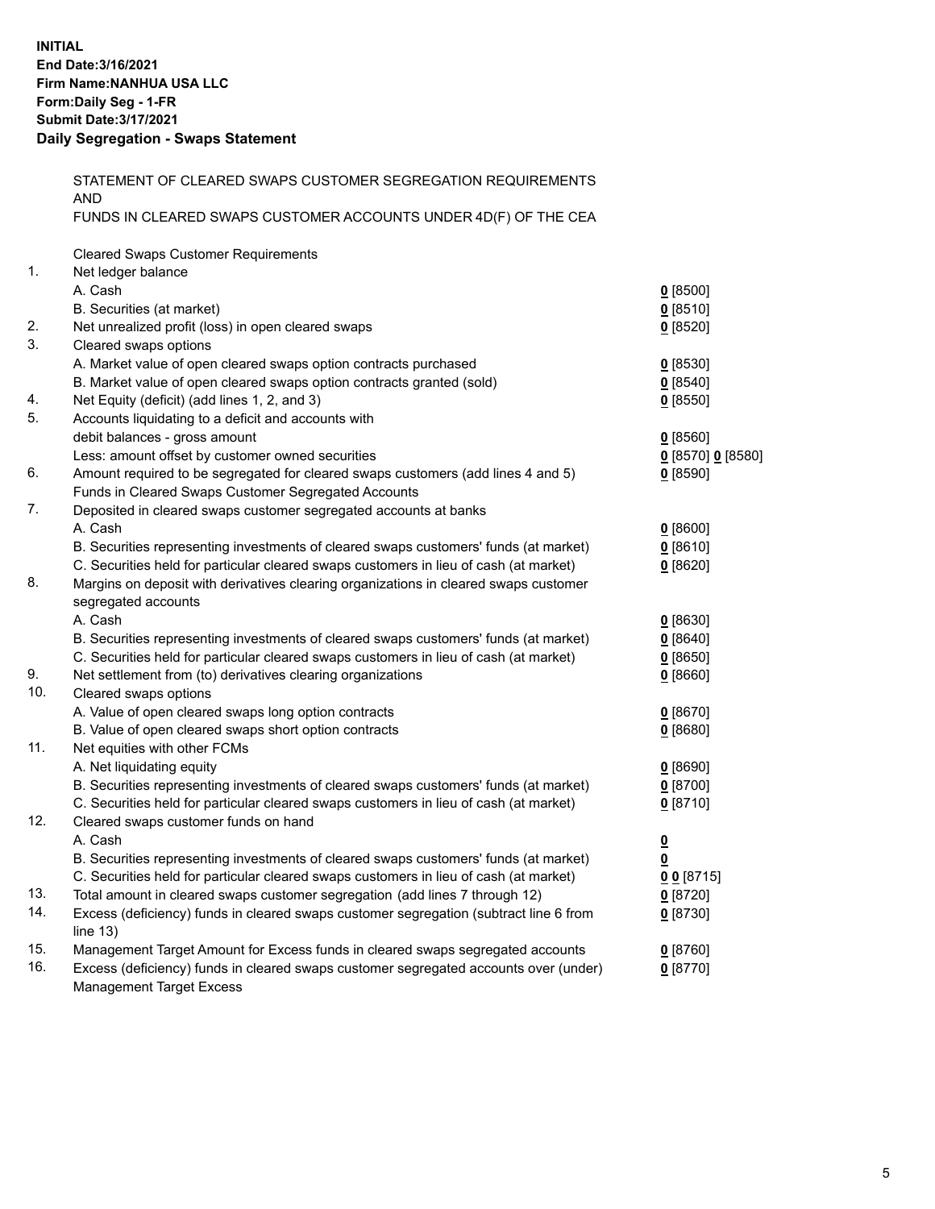**INITIAL**
**End Date:3/16/2021**
**Firm Name:NANHUA USA LLC**
**Form:Daily Seg - 1-FR**
**Submit Date:3/17/2021**
**Daily Segregation - Swaps Statement**

STATEMENT OF CLEARED SWAPS CUSTOMER SEGREGATION REQUIREMENTS AND FUNDS IN CLEARED SWAPS CUSTOMER ACCOUNTS UNDER 4D(F) OF THE CEA

| | | |
|---|---|---|
| | Cleared Swaps Customer Requirements | |
| 1. | Net ledger balance | |
| | A. Cash | 0 [8500] |
| | B. Securities (at market) | 0 [8510] |
| 2. | Net unrealized profit (loss) in open cleared swaps | 0 [8520] |
| 3. | Cleared swaps options | |
| | A. Market value of open cleared swaps option contracts purchased | 0 [8530] |
| | B. Market value of open cleared swaps option contracts granted (sold) | 0 [8540] |
| 4. | Net Equity (deficit) (add lines 1, 2, and 3) | 0 [8550] |
| 5. | Accounts liquidating to a deficit and accounts with debit balances - gross amount | 0 [8560] |
| | Less: amount offset by customer owned securities | 0 [8570] 0 [8580] |
| 6. | Amount required to be segregated for cleared swaps customers (add lines 4 and 5) | 0 [8590] |
| | Funds in Cleared Swaps Customer Segregated Accounts | |
| 7. | Deposited in cleared swaps customer segregated accounts at banks | |
| | A. Cash | 0 [8600] |
| | B. Securities representing investments of cleared swaps customers' funds (at market) | 0 [8610] |
| | C. Securities held for particular cleared swaps customers in lieu of cash (at market) | 0 [8620] |
| 8. | Margins on deposit with derivatives clearing organizations in cleared swaps customer segregated accounts | |
| | A. Cash | 0 [8630] |
| | B. Securities representing investments of cleared swaps customers' funds (at market) | 0 [8640] |
| | C. Securities held for particular cleared swaps customers in lieu of cash (at market) | 0 [8650] |
| 9. | Net settlement from (to) derivatives clearing organizations | 0 [8660] |
| 10. | Cleared swaps options | |
| | A. Value of open cleared swaps long option contracts | 0 [8670] |
| | B. Value of open cleared swaps short option contracts | 0 [8680] |
| 11. | Net equities with other FCMs | |
| | A. Net liquidating equity | 0 [8690] |
| | B. Securities representing investments of cleared swaps customers' funds (at market) | 0 [8700] |
| | C. Securities held for particular cleared swaps customers in lieu of cash (at market) | 0 [8710] |
| 12. | Cleared swaps customer funds on hand | |
| | A. Cash | 0 |
| | B. Securities representing investments of cleared swaps customers' funds (at market) | 0 |
| | C. Securities held for particular cleared swaps customers in lieu of cash (at market) | 0 0 [8715] |
| 13. | Total amount in cleared swaps customer segregation (add lines 7 through 12) | 0 [8720] |
| 14. | Excess (deficiency) funds in cleared swaps customer segregation (subtract line 6 from line 13) | 0 [8730] |
| 15. | Management Target Amount for Excess funds in cleared swaps segregated accounts | 0 [8760] |
| 16. | Excess (deficiency) funds in cleared swaps customer segregated accounts over (under) Management Target Excess | 0 [8770] |